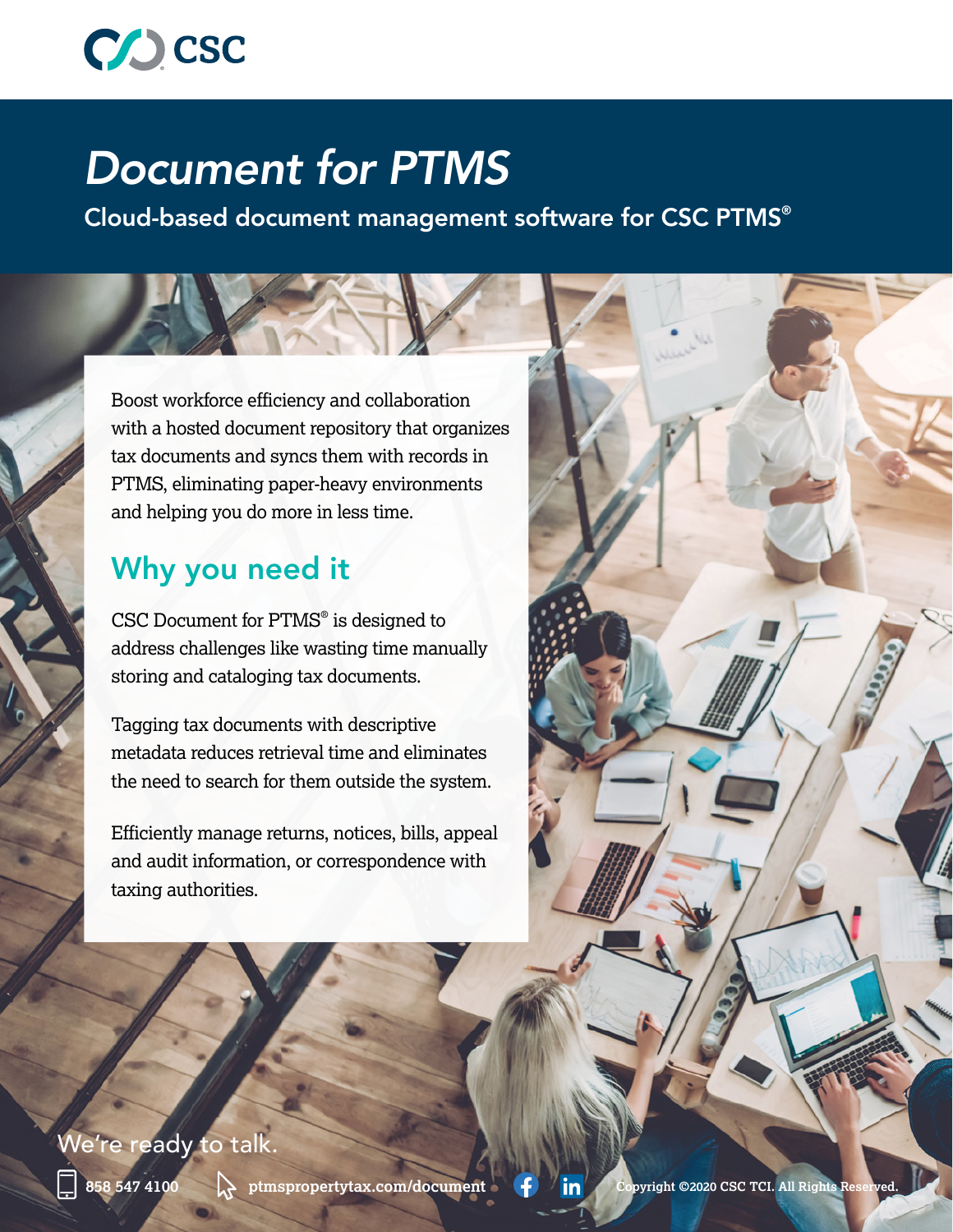CSC

# Document for PTMS

Cloud-based document management software for CSC PTMS®

Boost workforce efficiency and collaboration with a hosted document repository that organizes tax documents and syncs them with records in PTMS, eliminating paper-heavy environments and helping you do more in less time.

## Why you need it

CSC Document for PTMS® is designed to address challenges like wasting time manually storing and cataloging tax documents.

Tagging tax documents with descriptive metadata reduces retrieval time and eliminates the need to search for them outside the system.

Efficiently manage returns, notices, bills, appeal and audit information, or correspondence with taxing authorities.

We're ready to talk.

858 547 4100 ptmspropertytax.com/document

Copyright ©2020 CSC TCI. All Rights Reserved.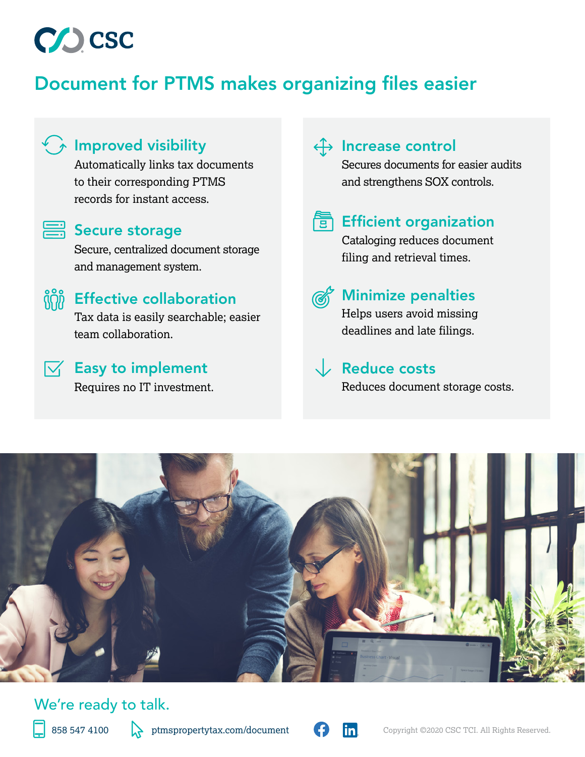# Document for PTMS makes organizing files easier

### Improved visibility
Automatically links tax documents to their corresponding PTMS records for instant access.

### Secure storage
Secure, centralized document storage and management system.

### Effective collaboration
Tax data is easily searchable; easier team collaboration.

### Easy to implement
Requires no IT investment.

### Increase control
Secures documents for easier audits and strengthens SOX controls.

### Efficient organization
Cataloging reduces document filing and retrieval times.

### Minimize penalties
Helps users avoid missing deadlines and late filings.

### Reduce costs
Reduces document storage costs.

## We're ready to talk.

858 547 4100

ptmspropertytax.com/document

Copyright ©2020 CSC TCI. All Rights Reserved.